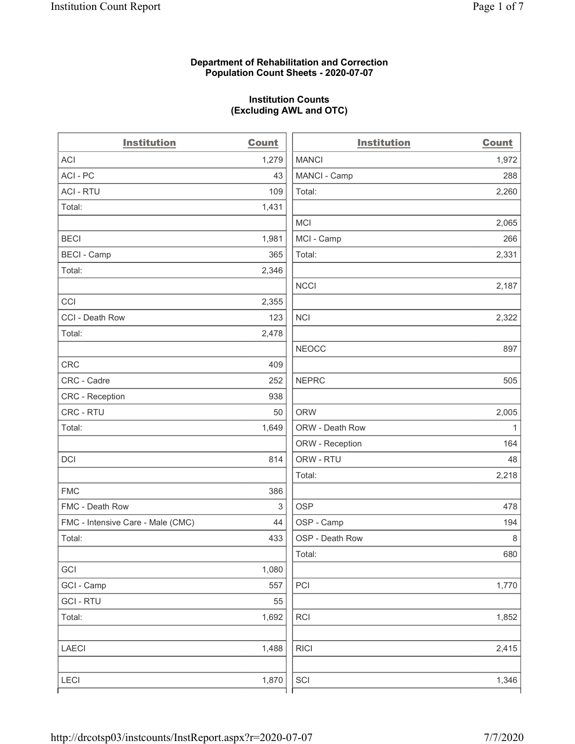**Department of Rehabilitation and Correction**
**Population Count Sheets - 2020-07-07**

**Institution Counts**
**(Excluding AWL and OTC)**

| Institution | Count |
|---|---|
| ACI | 1,279 |
| ACI - PC | 43 |
| ACI - RTU | 109 |
| Total: | 1,431 |
| | |
| BECI | 1,981 |
| BECI - Camp | 365 |
| Total: | 2,346 |
| | |
| CCI | 2,355 |
| CCI - Death Row | 123 |
| Total: | 2,478 |
| | |
| CRC | 409 |
| CRC - Cadre | 252 |
| CRC - Reception | 938 |
| CRC - RTU | 50 |
| Total: | 1,649 |
| | |
| DCI | 814 |
| | |
| FMC | 386 |
| FMC - Death Row | 3 |
| FMC - Intensive Care - Male (CMC) | 44 |
| Total: | 433 |
| | |
| GCI | 1,080 |
| GCI - Camp | 557 |
| GCI - RTU | 55 |
| Total: | 1,692 |
| | |
| LAECI | 1,488 |
| | |
| LECI | 1,870 |

| Institution | Count |
|---|---|
| MANCI | 1,972 |
| MANCI - Camp | 288 |
| Total: | 2,260 |
| | |
| MCI | 2,065 |
| MCI - Camp | 266 |
| Total: | 2,331 |
| | |
| NCCI | 2,187 |
| | |
| NCI | 2,322 |
| | |
| NEOCC | 897 |
| | |
| NEPRC | 505 |
| | |
| ORW | 2,005 |
| ORW - Death Row | 1 |
| ORW - Reception | 164 |
| ORW - RTU | 48 |
| Total: | 2,218 |
| | |
| OSP | 478 |
| OSP - Camp | 194 |
| OSP - Death Row | 8 |
| Total: | 680 |
| | |
| PCI | 1,770 |
| | |
| RCI | 1,852 |
| | |
| RICI | 2,415 |
| | |
| SCI | 1,346 |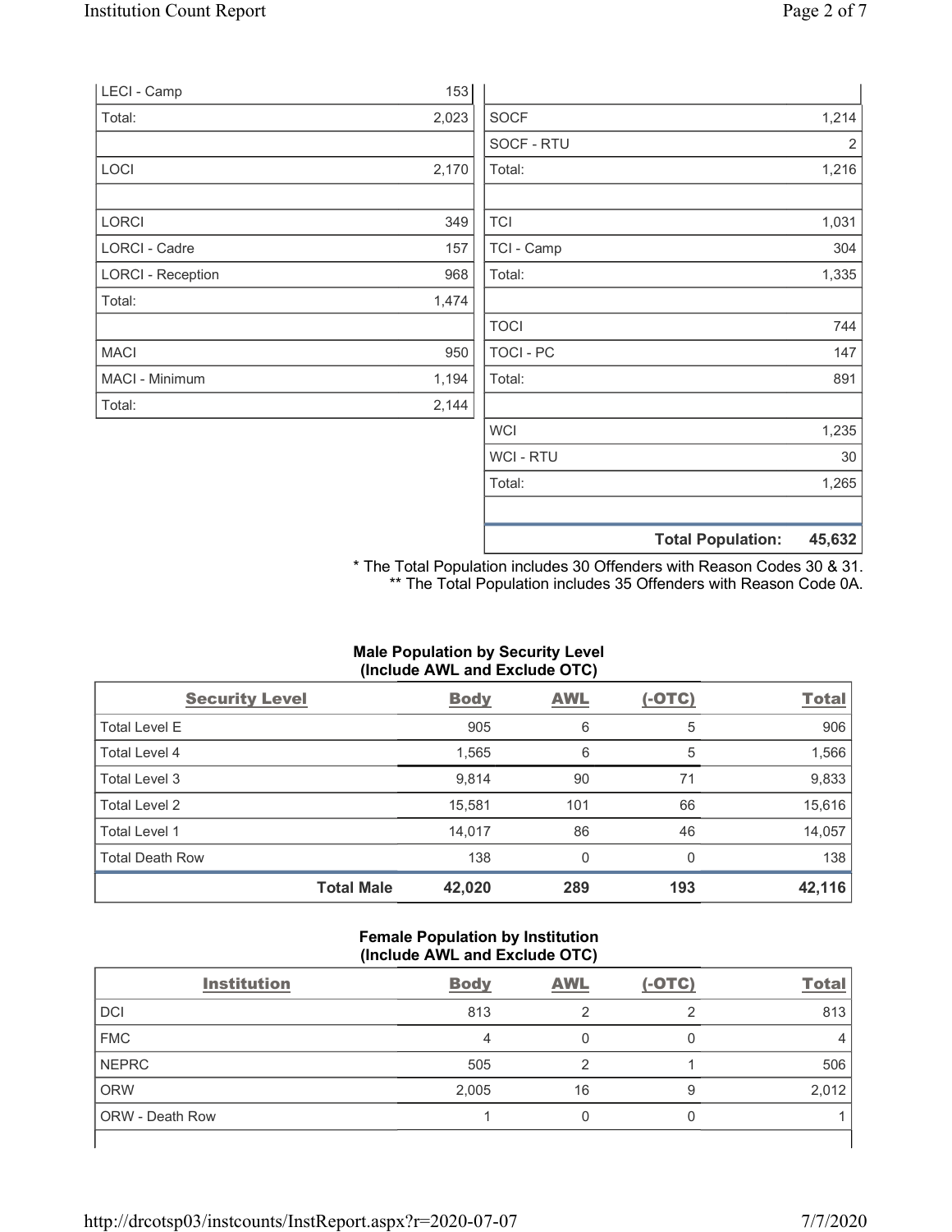| | |
|---|---|
| LECI - Camp | 153 |
| Total: | 2,023 |
| | |
| LOCI | 2,170 |
| | |
| LORCI | 349 |
| LORCI - Cadre | 157 |
| LORCI - Reception | 968 |
| Total: | 1,474 |
| | |
| MACI | 950 |
| MACI - Minimum | 1,194 |
| Total: | 2,144 |

| | |
|---|---|
| SOCF | 1,214 |
| SOCF - RTU | 2 |
| Total: | 1,216 |
| | |
| TCI | 1,031 |
| TCI - Camp | 304 |
| Total: | 1,335 |
| | |
| TOCI | 744 |
| TOCI - PC | 147 |
| Total: | 891 |
| | |
| WCI | 1,235 |
| WCI - RTU | 30 |
| Total: | 1,265 |
| | |
| **Total Population:** | **45,632** |

* The Total Population includes 30 Offenders with Reason Codes 30 & 31.
** The Total Population includes 35 Offenders with Reason Code 0A.

### Male Population by Security Level (Include AWL and Exclude OTC)

| Security Level | Body | AWL | (-OTC) | Total |
|---|---|---|---|---|
| Total Level E | 905 | 6 | 5 | 906 |
| Total Level 4 | 1,565 | 6 | 5 | 1,566 |
| Total Level 3 | 9,814 | 90 | 71 | 9,833 |
| Total Level 2 | 15,581 | 101 | 66 | 15,616 |
| Total Level 1 | 14,017 | 86 | 46 | 14,057 |
| Total Death Row | 138 | 0 | 0 | 138 |
| **Total Male** | **42,020** | **289** | **193** | **42,116** |

### Female Population by Institution (Include AWL and Exclude OTC)

| Institution | Body | AWL | (-OTC) | Total |
|---|---|---|---|---|
| DCI | 813 | 2 | 2 | 813 |
| FMC | 4 | 0 | 0 | 4 |
| NEPRC | 505 | 2 | 1 | 506 |
| ORW | 2,005 | 16 | 9 | 2,012 |
| ORW - Death Row | 1 | 0 | 0 | 1 |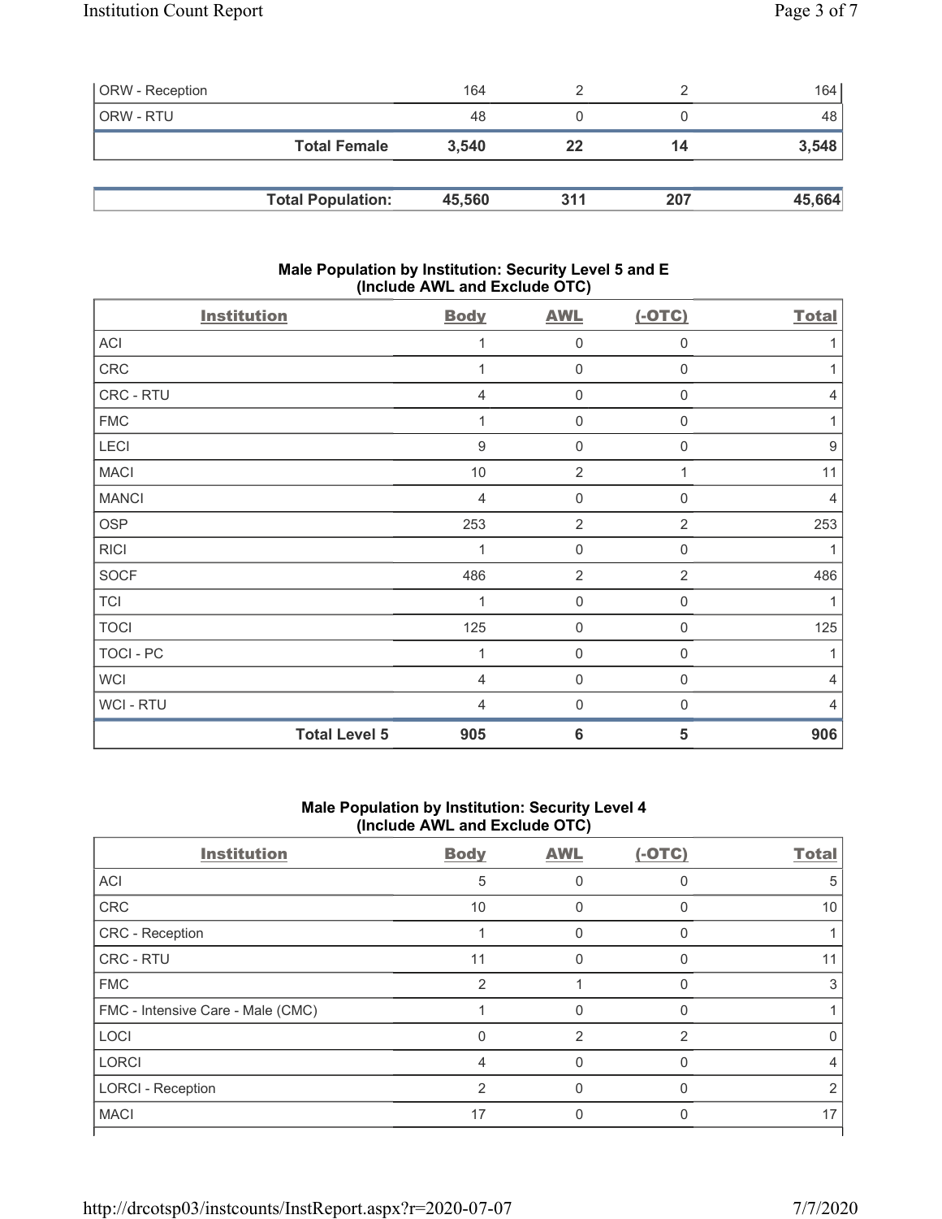| | | | | |
|---|---|---|---|---|
| ORW - Reception | 164 | 2 | 2 | 164 |
| ORW - RTU | 48 | 0 | 0 | 48 |
| **Total Female** | **3,540** | **22** | **14** | **3,548** |

| | | | | |
|---|---|---|---|---|
| **Total Population:** | **45,560** | **311** | **207** | **45,664** |

## Male Population by Institution: Security Level 5 and E (Include AWL and Exclude OTC)

| Institution | Body | AWL | (-OTC) | Total |
|---|---|---|---|---|
| ACI | 1 | 0 | 0 | 1 |
| CRC | 1 | 0 | 0 | 1 |
| CRC - RTU | 4 | 0 | 0 | 4 |
| FMC | 1 | 0 | 0 | 1 |
| LECI | 9 | 0 | 0 | 9 |
| MACI | 10 | 2 | 1 | 11 |
| MANCI | 4 | 0 | 0 | 4 |
| OSP | 253 | 2 | 2 | 253 |
| RICI | 1 | 0 | 0 | 1 |
| SOCF | 486 | 2 | 2 | 486 |
| TCI | 1 | 0 | 0 | 1 |
| TOCI | 125 | 0 | 0 | 125 |
| TOCI - PC | 1 | 0 | 0 | 1 |
| WCI | 4 | 0 | 0 | 4 |
| WCI - RTU | 4 | 0 | 0 | 4 |
| **Total Level 5** | **905** | **6** | **5** | **906** |

## Male Population by Institution: Security Level 4 (Include AWL and Exclude OTC)

| Institution | Body | AWL | (-OTC) | Total |
|---|---|---|---|---|
| ACI | 5 | 0 | 0 | 5 |
| CRC | 10 | 0 | 0 | 10 |
| CRC - Reception | 1 | 0 | 0 | 1 |
| CRC - RTU | 11 | 0 | 0 | 11 |
| FMC | 2 | 1 | 0 | 3 |
| FMC - Intensive Care - Male (CMC) | 1 | 0 | 0 | 1 |
| LOCI | 0 | 2 | 2 | 0 |
| LORCI | 4 | 0 | 0 | 4 |
| LORCI - Reception | 2 | 0 | 0 | 2 |
| MACI | 17 | 0 | 0 | 17 |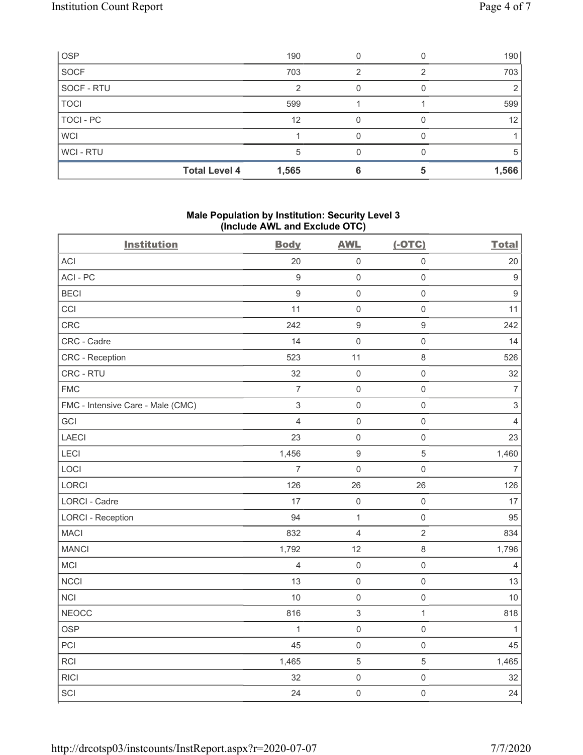| OSP | 190 | 0 | 0 | 190 |
|---|---|---|---|---|
| SOCF | 703 | 2 | 2 | 703 |
| SOCF - RTU | 2 | 0 | 0 | 2 |
| TOCI | 599 | 1 | 1 | 599 |
| TOCI - PC | 12 | 0 | 0 | 12 |
| WCI | 1 | 0 | 0 | 1 |
| WCI - RTU | 5 | 0 | 0 | 5 |
| **Total Level 4** | **1,565** | **6** | **5** | **1,566** |

### Male Population by Institution: Security Level 3 (Include AWL and Exclude OTC)

| Institution | Body | AWL | (-OTC) | Total |
|---|---|---|---|---|
| ACI | 20 | 0 | 0 | 20 |
| ACI - PC | 9 | 0 | 0 | 9 |
| BECI | 9 | 0 | 0 | 9 |
| CCI | 11 | 0 | 0 | 11 |
| CRC | 242 | 9 | 9 | 242 |
| CRC - Cadre | 14 | 0 | 0 | 14 |
| CRC - Reception | 523 | 11 | 8 | 526 |
| CRC - RTU | 32 | 0 | 0 | 32 |
| FMC | 7 | 0 | 0 | 7 |
| FMC - Intensive Care - Male (CMC) | 3 | 0 | 0 | 3 |
| GCI | 4 | 0 | 0 | 4 |
| LAECI | 23 | 0 | 0 | 23 |
| LECI | 1,456 | 9 | 5 | 1,460 |
| LOCI | 7 | 0 | 0 | 7 |
| LORCI | 126 | 26 | 26 | 126 |
| LORCI - Cadre | 17 | 0 | 0 | 17 |
| LORCI - Reception | 94 | 1 | 0 | 95 |
| MACI | 832 | 4 | 2 | 834 |
| MANCI | 1,792 | 12 | 8 | 1,796 |
| MCI | 4 | 0 | 0 | 4 |
| NCCI | 13 | 0 | 0 | 13 |
| NCI | 10 | 0 | 0 | 10 |
| NEOCC | 816 | 3 | 1 | 818 |
| OSP | 1 | 0 | 0 | 1 |
| PCI | 45 | 0 | 0 | 45 |
| RCI | 1,465 | 5 | 5 | 1,465 |
| RICI | 32 | 0 | 0 | 32 |
| SCI | 24 | 0 | 0 | 24 |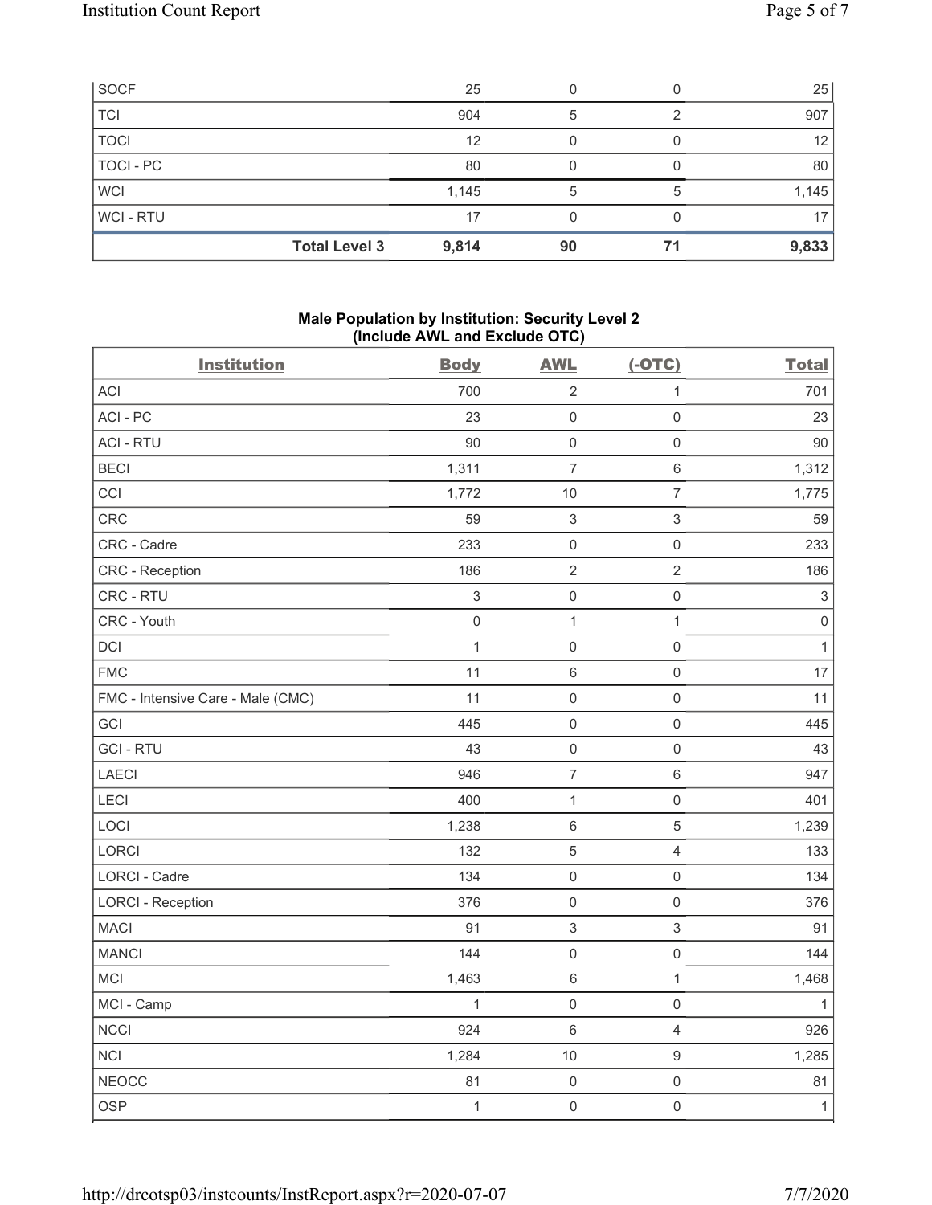| SOCF | | 25 | 0 | 0 | 25 |
|---|---|---|---|---|---|
| TCI | | 904 | 5 | 2 | 907 |
| TOCI | | 12 | 0 | 0 | 12 |
| TOCI - PC | | 80 | 0 | 0 | 80 |
| WCI | | 1,145 | 5 | 5 | 1,145 |
| WCI - RTU | | 17 | 0 | 0 | 17 |
| | **Total Level 3** | **9,814** | **90** | **71** | **9,833** |

### Male Population by Institution: Security Level 2 (Include AWL and Exclude OTC)

| Institution | Body | AWL | (-OTC) | Total |
|---|---|---|---|---|
| ACI | 700 | 2 | 1 | 701 |
| ACI - PC | 23 | 0 | 0 | 23 |
| ACI - RTU | 90 | 0 | 0 | 90 |
| BECI | 1,311 | 7 | 6 | 1,312 |
| CCI | 1,772 | 10 | 7 | 1,775 |
| CRC | 59 | 3 | 3 | 59 |
| CRC - Cadre | 233 | 0 | 0 | 233 |
| CRC - Reception | 186 | 2 | 2 | 186 |
| CRC - RTU | 3 | 0 | 0 | 3 |
| CRC - Youth | 0 | 1 | 1 | 0 |
| DCI | 1 | 0 | 0 | 1 |
| FMC | 11 | 6 | 0 | 17 |
| FMC - Intensive Care - Male (CMC) | 11 | 0 | 0 | 11 |
| GCI | 445 | 0 | 0 | 445 |
| GCI - RTU | 43 | 0 | 0 | 43 |
| LAECI | 946 | 7 | 6 | 947 |
| LECI | 400 | 1 | 0 | 401 |
| LOCI | 1,238 | 6 | 5 | 1,239 |
| LORCI | 132 | 5 | 4 | 133 |
| LORCI - Cadre | 134 | 0 | 0 | 134 |
| LORCI - Reception | 376 | 0 | 0 | 376 |
| MACI | 91 | 3 | 3 | 91 |
| MANCI | 144 | 0 | 0 | 144 |
| MCI | 1,463 | 6 | 1 | 1,468 |
| MCI - Camp | 1 | 0 | 0 | 1 |
| NCCI | 924 | 6 | 4 | 926 |
| NCI | 1,284 | 10 | 9 | 1,285 |
| NEOCC | 81 | 0 | 0 | 81 |
| OSP | 1 | 0 | 0 | 1 |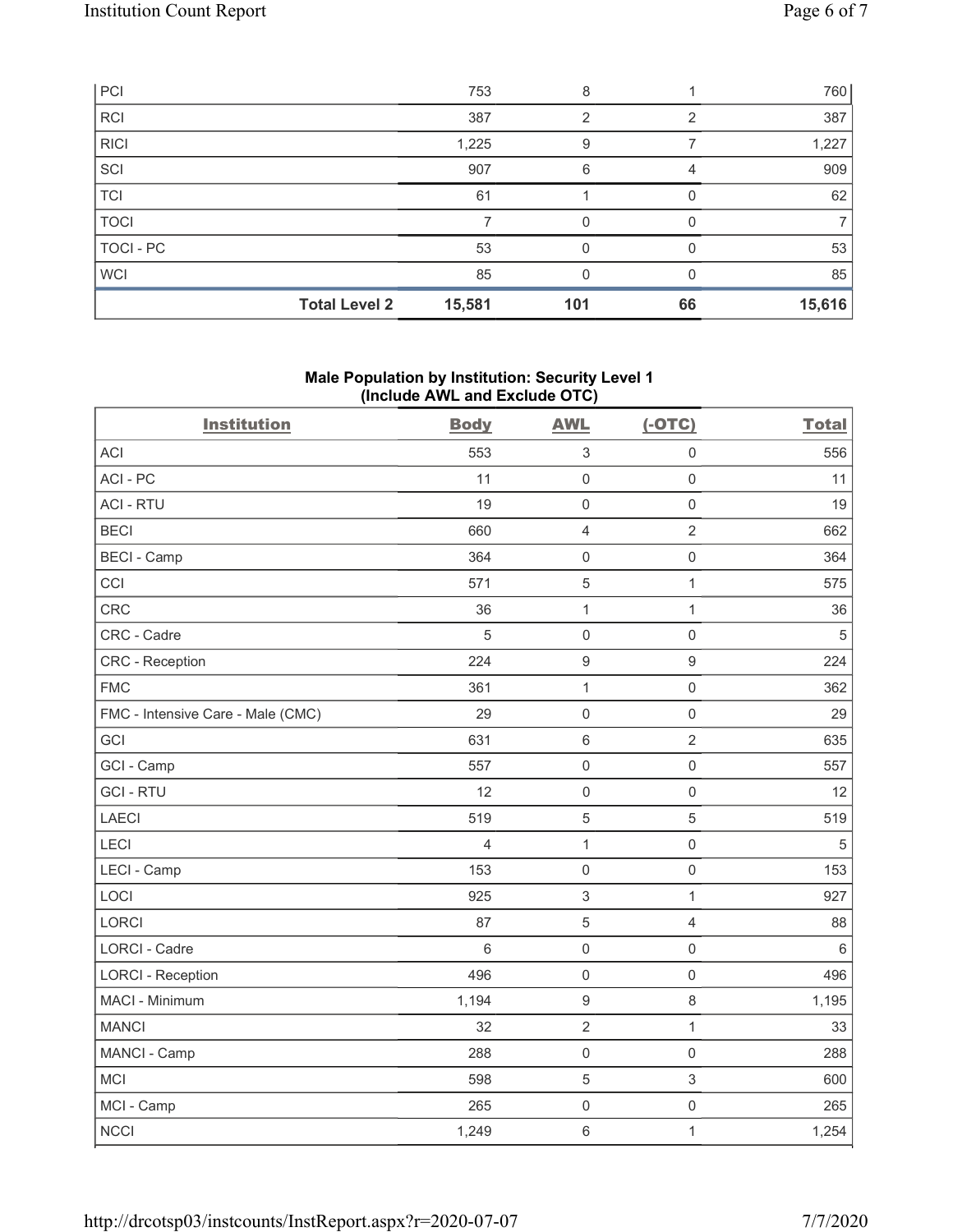| PCI | 753 | 8 | 1 | 760 |
|---|---|---|---|---|
| RCI | 387 | 2 | 2 | 387 |
| RICI | 1,225 | 9 | 7 | 1,227 |
| SCI | 907 | 6 | 4 | 909 |
| TCI | 61 | 1 | 0 | 62 |
| TOCI | 7 | 0 | 0 | 7 |
| TOCI - PC | 53 | 0 | 0 | 53 |
| WCI | 85 | 0 | 0 | 85 |
| **Total Level 2** | **15,581** | **101** | **66** | **15,616** |

## Male Population by Institution: Security Level 1 (Include AWL and Exclude OTC)

| Institution | Body | AWL | (-OTC) | Total |
|---|---|---|---|---|
| ACI | 553 | 3 | 0 | 556 |
| ACI - PC | 11 | 0 | 0 | 11 |
| ACI - RTU | 19 | 0 | 0 | 19 |
| BECI | 660 | 4 | 2 | 662 |
| BECI - Camp | 364 | 0 | 0 | 364 |
| CCI | 571 | 5 | 1 | 575 |
| CRC | 36 | 1 | 1 | 36 |
| CRC - Cadre | 5 | 0 | 0 | 5 |
| CRC - Reception | 224 | 9 | 9 | 224 |
| FMC | 361 | 1 | 0 | 362 |
| FMC - Intensive Care - Male (CMC) | 29 | 0 | 0 | 29 |
| GCI | 631 | 6 | 2 | 635 |
| GCI - Camp | 557 | 0 | 0 | 557 |
| GCI - RTU | 12 | 0 | 0 | 12 |
| LAECI | 519 | 5 | 5 | 519 |
| LECI | 4 | 1 | 0 | 5 |
| LECI - Camp | 153 | 0 | 0 | 153 |
| LOCI | 925 | 3 | 1 | 927 |
| LORCI | 87 | 5 | 4 | 88 |
| LORCI - Cadre | 6 | 0 | 0 | 6 |
| LORCI - Reception | 496 | 0 | 0 | 496 |
| MACI - Minimum | 1,194 | 9 | 8 | 1,195 |
| MANCI | 32 | 2 | 1 | 33 |
| MANCI - Camp | 288 | 0 | 0 | 288 |
| MCI | 598 | 5 | 3 | 600 |
| MCI - Camp | 265 | 0 | 0 | 265 |
| NCCI | 1,249 | 6 | 1 | 1,254 |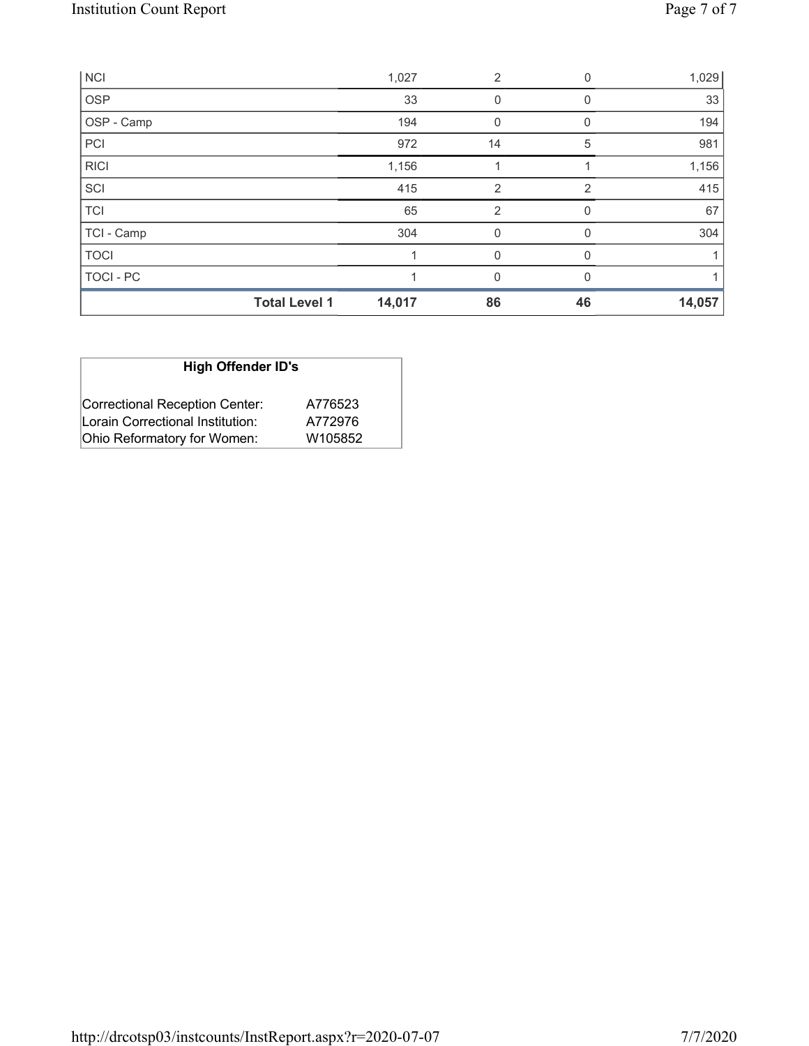| | | | | |
|---|---|---|---|---|
| NCI | 1,027 | 2 | 0 | 1,029 |
| OSP | 33 | 0 | 0 | 33 |
| OSP - Camp | 194 | 0 | 0 | 194 |
| PCI | 972 | 14 | 5 | 981 |
| RICI | 1,156 | 1 | 1 | 1,156 |
| SCI | 415 | 2 | 2 | 415 |
| TCI | 65 | 2 | 0 | 67 |
| TCI - Camp | 304 | 0 | 0 | 304 |
| TOCI | 1 | 0 | 0 | 1 |
| TOCI - PC | 1 | 0 | 0 | 1 |
| **Total Level 1** | **14,017** | **86** | **46** | **14,057** |

| High Offender ID's | |
|---|---|
| Correctional Reception Center: | A776523 |
| Lorain Correctional Institution: | A772976 |
| Ohio Reformatory for Women: | W105852 |